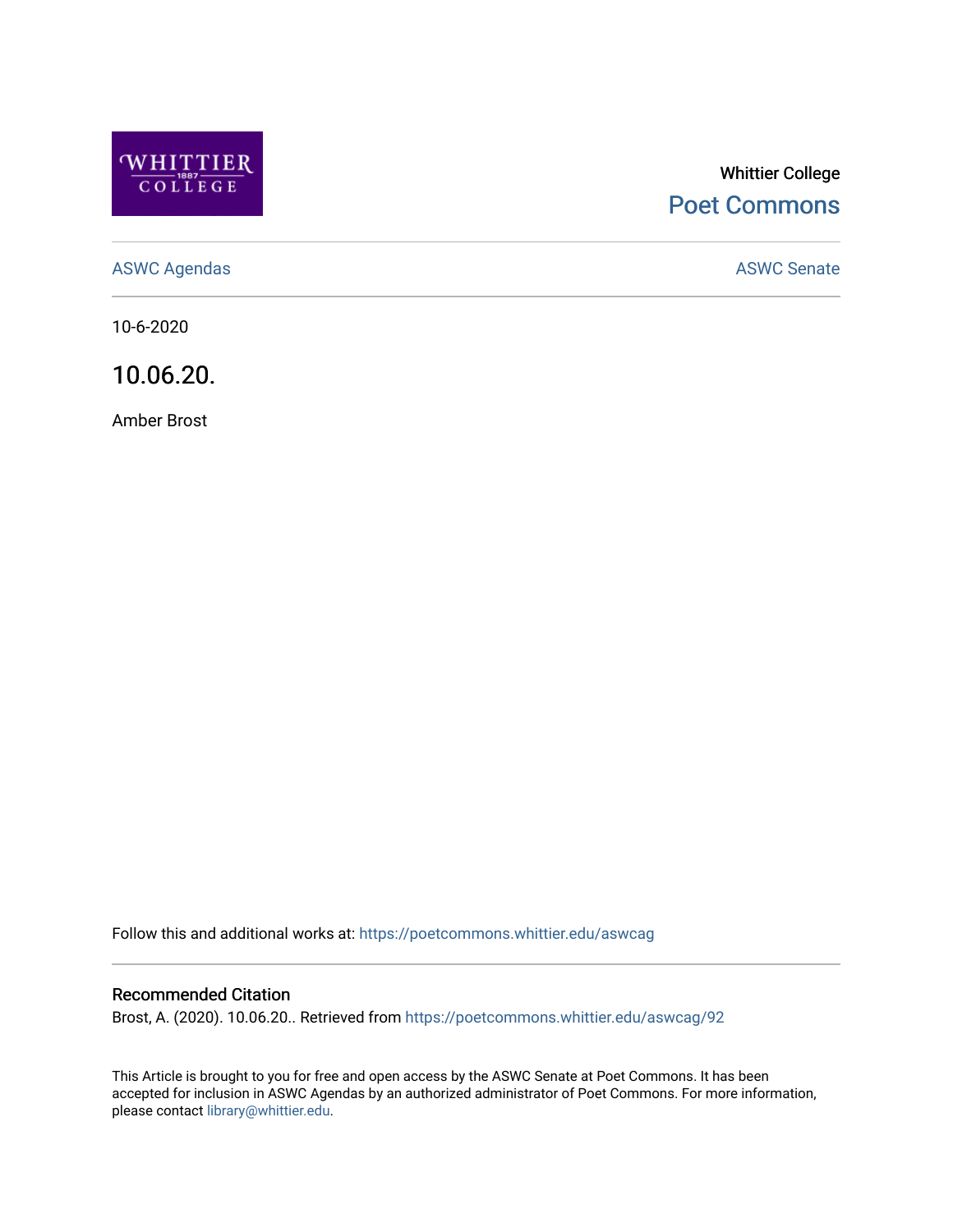Whittier College

Poet Commons

ASWC Agendas

ASWC Senate

10-6-2020

# 10.06.20.

Amber Brost

Follow this and additional works at: https://poetcommons.whittier.edu/aswcag

## Recommended Citation

Brost, A. (2020). 10.06.20.. Retrieved from https://poetcommons.whittier.edu/aswcag/92

This Article is brought to you for free and open access by the ASWC Senate at Poet Commons. It has been accepted for inclusion in ASWC Agendas by an authorized administrator of Poet Commons. For more information, please contact library@whittier.edu.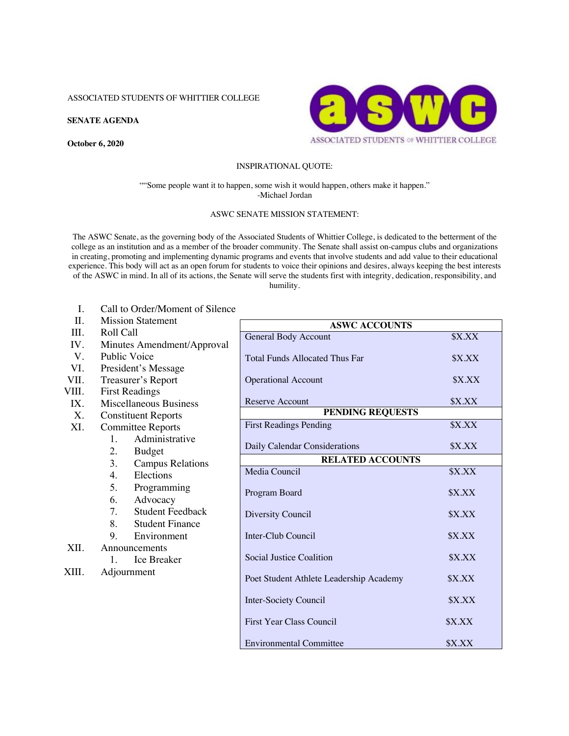ASSOCIATED STUDENTS OF WHITTIER COLLEGE

**SENATE AGENDA**

**October 6, 2020**

INSPIRATIONAL QUOTE:

""Some people want it to happen, some wish it would happen, others make it happen."
-Michael Jordan

ASWC SENATE MISSION STATEMENT:

The ASWC Senate, as the governing body of the Associated Students of Whittier College, is dedicated to the betterment of the college as an institution and as a member of the broader community. The Senate shall assist on-campus clubs and organizations in creating, promoting and implementing dynamic programs and events that involve students and add value to their educational experience. This body will act as an open forum for students to voice their opinions and desires, always keeping the best interests of the ASWC in mind. In all of its actions, the Senate will serve the students first with integrity, dedication, responsibility, and humility.

I. Call to Order/Moment of Silence
II. Mission Statement
III. Roll Call
IV. Minutes Amendment/Approval
V. Public Voice
VI. President's Message
VII. Treasurer's Report
VIII. First Readings
IX. Miscellaneous Business
X. Constituent Reports
XI. Committee Reports
   1. Administrative
   2. Budget
   3. Campus Relations
   4. Elections
   5. Programming
   6. Advocacy
   7. Student Feedback
   8. Student Finance
   9. Environment
XII. Announcements
   1. Ice Breaker
XIII. Adjournment

| | |
|---|---|
| **ASWC ACCOUNTS** | |
| General Body Account | $X.XX |
| Total Funds Allocated Thus Far | $X.XX |
| Operational Account | $X.XX |
| Reserve Account | $X.XX |
| **PENDING REQUESTS** | |
| First Readings Pending | $X.XX |
| Daily Calendar Considerations | $X.XX |
| **RELATED ACCOUNTS** | |
| Media Council | $X.XX |
| Program Board | $X.XX |
| Diversity Council | $X.XX |
| Inter-Club Council | $X.XX |
| Social Justice Coalition | $X.XX |
| Poet Student Athlete Leadership Academy | $X.XX |
| Inter-Society Council | $X.XX |
| First Year Class Council | $X.XX |
| Environmental Committee | $X.XX |